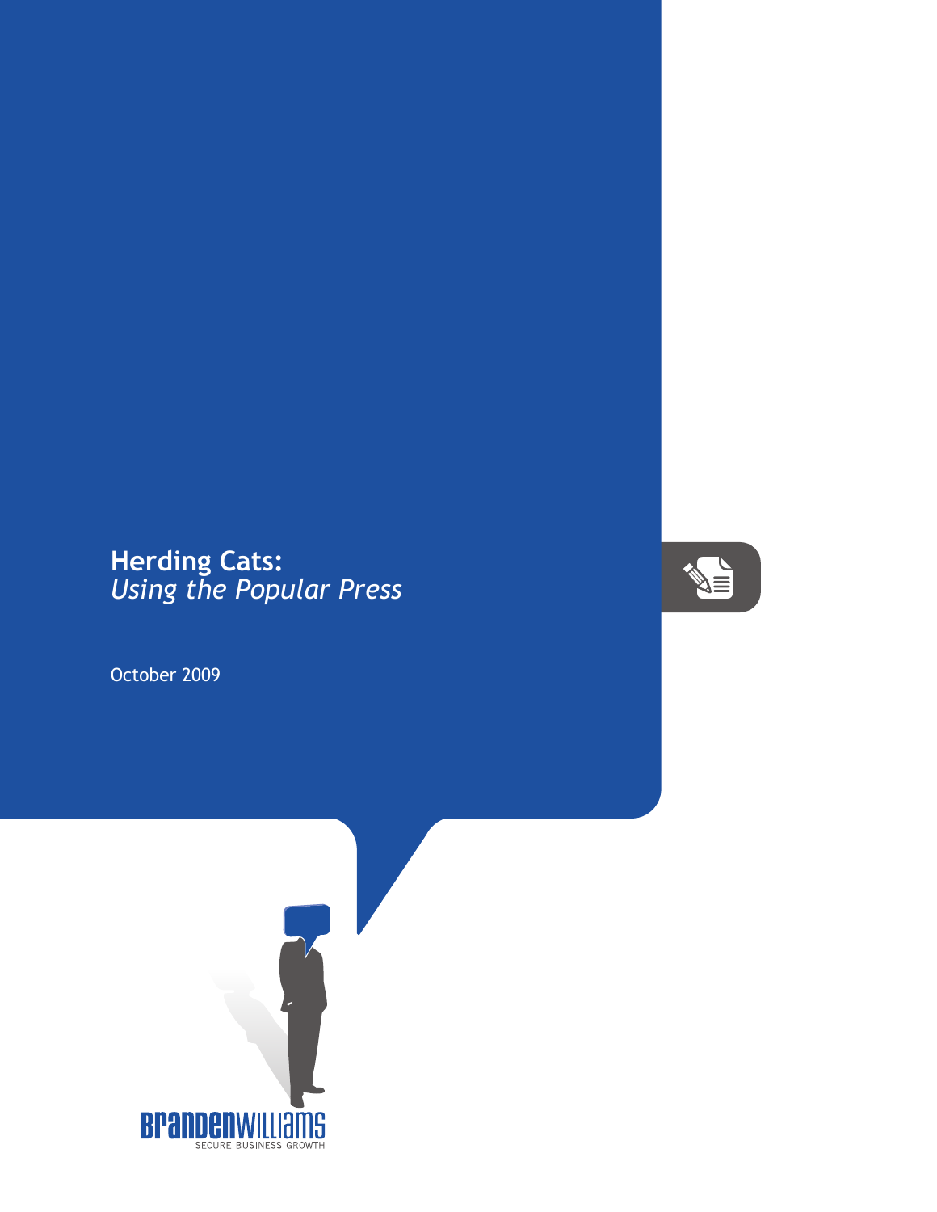# Herding Cats:
## *Using the Popular Press*

October 2009

BRANDENWILLIAMS
SECURE BUSINESS GROWTH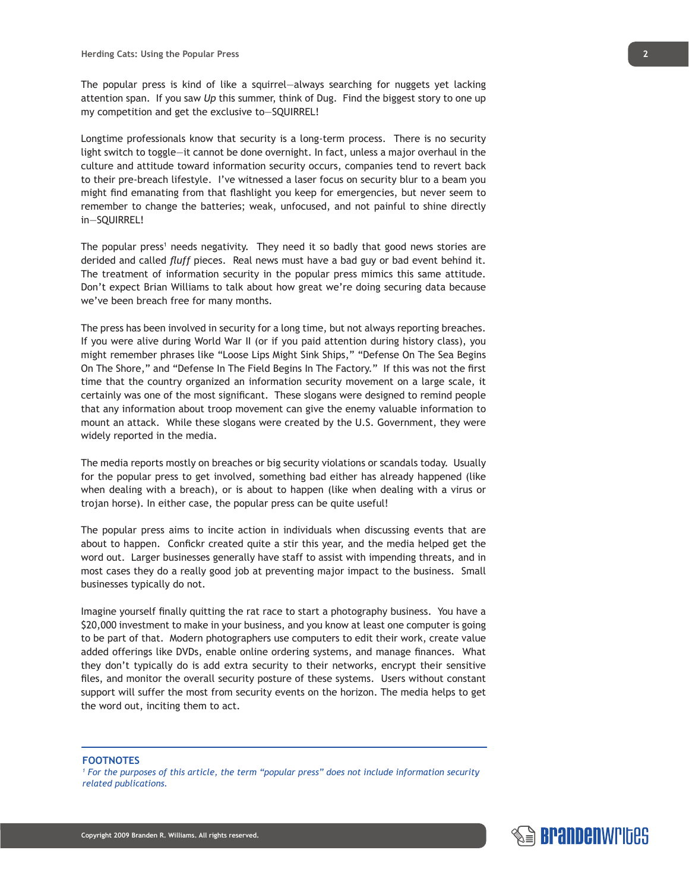The popular press is kind of like a squirrel—always searching for nuggets yet lacking attention span. If you saw *Up* this summer, think of Dug. Find the biggest story to one up my competition and get the exclusive to—SQUIRREL!

Longtime professionals know that security is a long-term process. There is no security light switch to toggle—it cannot be done overnight. In fact, unless a major overhaul in the culture and attitude toward information security occurs, companies tend to revert back to their pre-breach lifestyle. I've witnessed a laser focus on security blur to a beam you might find emanating from that flashlight you keep for emergencies, but never seem to remember to change the batteries; weak, unfocused, and not painful to shine directly in—SQUIRREL!

The popular press[1] needs negativity. They need it so badly that good news stories are derided and called *fluff* pieces. Real news must have a bad guy or bad event behind it. The treatment of information security in the popular press mimics this same attitude. Don't expect Brian Williams to talk about how great we're doing securing data because we've been breach free for many months.

The press has been involved in security for a long time, but not always reporting breaches. If you were alive during World War II (or if you paid attention during history class), you might remember phrases like "Loose Lips Might Sink Ships," "Defense On The Sea Begins On The Shore," and "Defense In The Field Begins In The Factory." If this was not the first time that the country organized an information security movement on a large scale, it certainly was one of the most significant. These slogans were designed to remind people that any information about troop movement can give the enemy valuable information to mount an attack. While these slogans were created by the U.S. Government, they were widely reported in the media.

The media reports mostly on breaches or big security violations or scandals today. Usually for the popular press to get involved, something bad either has already happened (like when dealing with a breach), or is about to happen (like when dealing with a virus or trojan horse). In either case, the popular press can be quite useful!

The popular press aims to incite action in individuals when discussing events that are about to happen. Confickr created quite a stir this year, and the media helped get the word out. Larger businesses generally have staff to assist with impending threats, and in most cases they do a really good job at preventing major impact to the business. Small businesses typically do not.

Imagine yourself finally quitting the rat race to start a photography business. You have a $20,000 investment to make in your business, and you know at least one computer is going to be part of that. Modern photographers use computers to edit their work, create value added offerings like DVDs, enable online ordering systems, and manage finances. What they don't typically do is add extra security to their networks, encrypt their sensitive files, and monitor the overall security posture of these systems. Users without constant support will suffer the most from security events on the horizon. The media helps to get the word out, inciting them to act.

---

**FOOTNOTES**

*[1] For the purposes of this article, the term "popular press" does not include information security related publications.*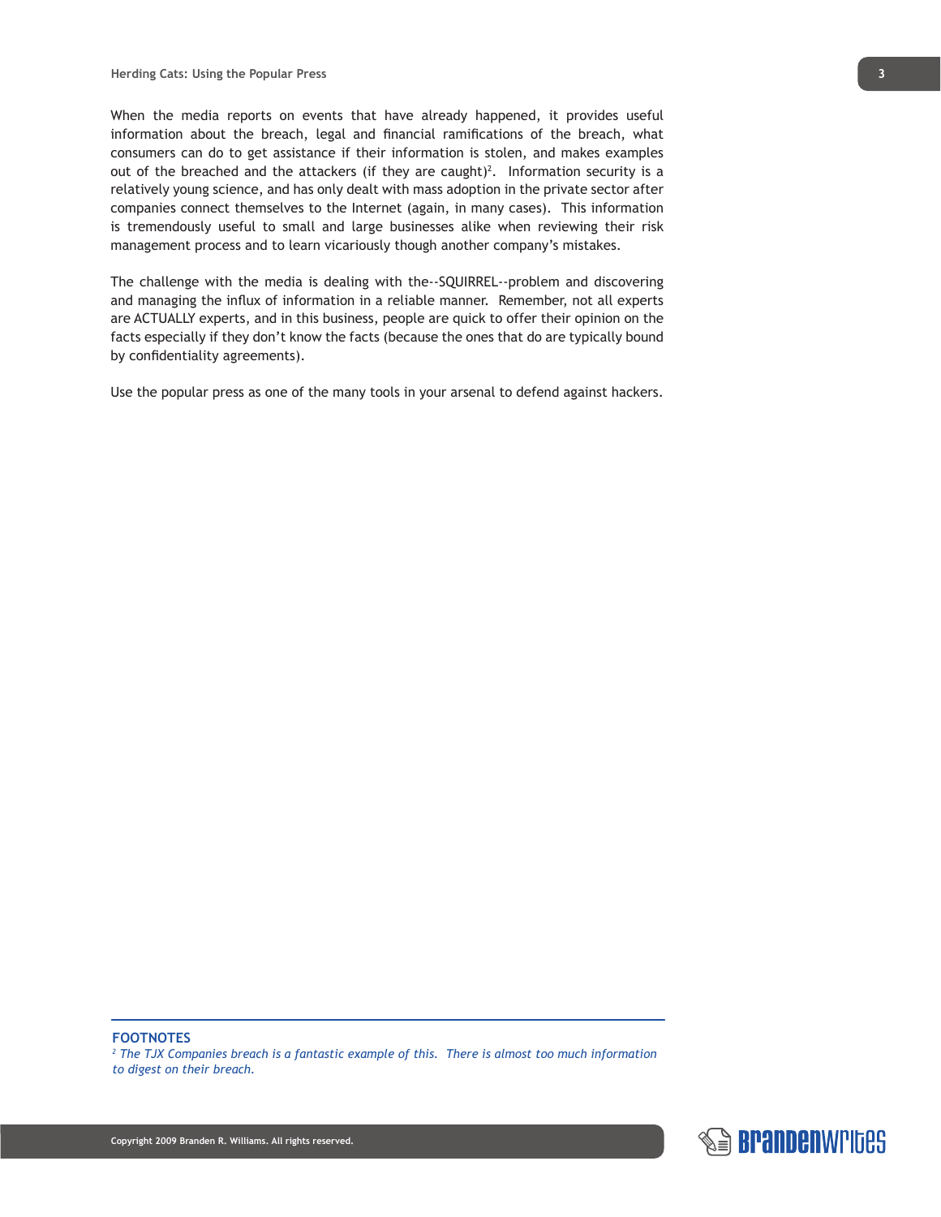When the media reports on events that have already happened, it provides useful information about the breach, legal and financial ramifications of the breach, what consumers can do to get assistance if their information is stolen, and makes examples out of the breached and the attackers (if they are caught)[2]. Information security is a relatively young science, and has only dealt with mass adoption in the private sector after companies connect themselves to the Internet (again, in many cases). This information is tremendously useful to small and large businesses alike when reviewing their risk management process and to learn vicariously though another company's mistakes.

The challenge with the media is dealing with the--SQUIRREL--problem and discovering and managing the influx of information in a reliable manner. Remember, not all experts are ACTUALLY experts, and in this business, people are quick to offer their opinion on the facts especially if they don't know the facts (because the ones that do are typically bound by confidentiality agreements).

Use the popular press as one of the many tools in your arsenal to defend against hackers.

---

**FOOTNOTES**

*[2] The TJX Companies breach is a fantastic example of this. There is almost too much information to digest on their breach.*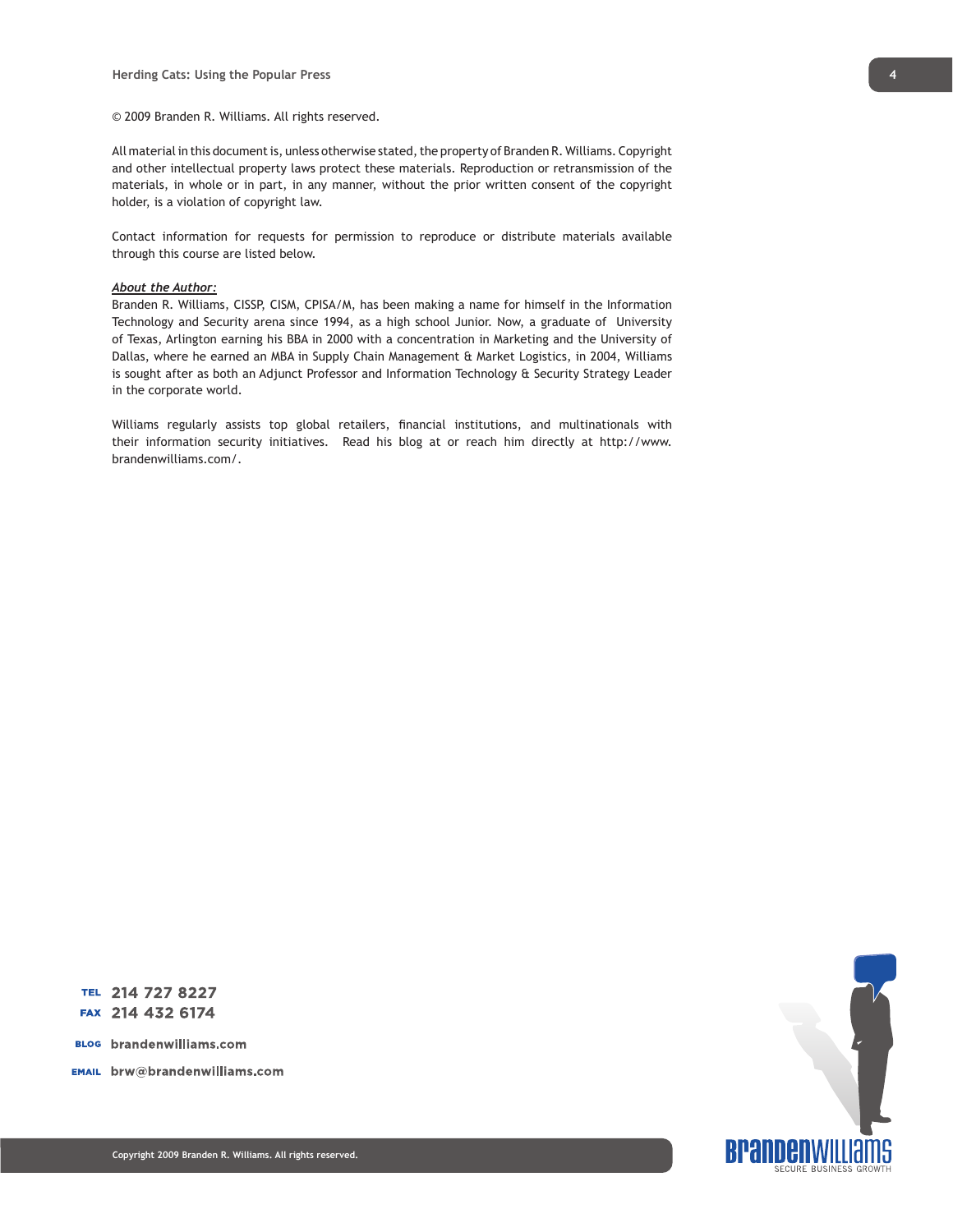© 2009 Branden R. Williams. All rights reserved.

All material in this document is, unless otherwise stated, the property of Branden R. Williams. Copyright and other intellectual property laws protect these materials. Reproduction or retransmission of the materials, in whole or in part, in any manner, without the prior written consent of the copyright holder, is a violation of copyright law.

Contact information for requests for permission to reproduce or distribute materials available through this course are listed below.

***About the Author:***

Branden R. Williams, CISSP, CISM, CPISA/M, has been making a name for himself in the Information Technology and Security arena since 1994, as a high school Junior. Now, a graduate of University of Texas, Arlington earning his BBA in 2000 with a concentration in Marketing and the University of Dallas, where he earned an MBA in Supply Chain Management & Market Logistics, in 2004, Williams is sought after as both an Adjunct Professor and Information Technology & Security Strategy Leader in the corporate world.

Williams regularly assists top global retailers, financial institutions, and multinationals with their information security initiatives. Read his blog at or reach him directly at http://www.brandenwilliams.com/.

**TEL** 214 727 8227
**FAX** 214 432 6174

**BLOG** brandenwilliams.com

**EMAIL** brw@brandenwilliams.com

BrandenWilliams
SECURE BUSINESS GROWTH